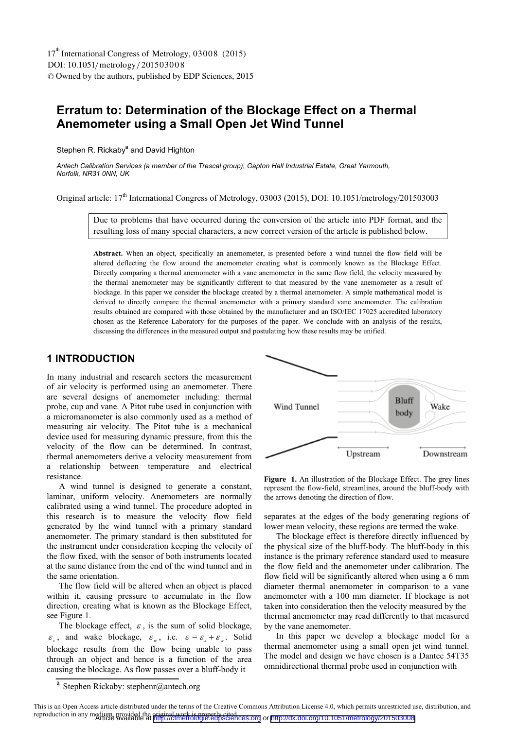17th International Congress of Metrology, 03008 (2015)
DOI: 10.1051/metrology/201503008
© Owned by the authors, published by EDP Sciences, 2015

# Erratum to: Determination of the Blockage Effect on a Thermal Anemometer using a Small Open Jet Wind Tunnel

Stephen R. Rickaby[a] and David Highton

*Antech Calibration Services (a member of the Trescal group), Gapton Hall Industrial Estate, Great Yarmouth, Norfolk, NR31 0NN, UK*

Original article: 17th International Congress of Metrology, 03003 (2015), DOI: 10.1051/metrology/201503003

> Due to problems that have occurred during the conversion of the article into PDF format, and the resulting loss of many special characters, a new correct version of the article is published below.

**Abstract.** When an object, specifically an anemometer, is presented before a wind tunnel the flow field will be altered deflecting the flow around the anemometer creating what is commonly known as the Blockage Effect. Directly comparing a thermal anemometer with a vane anemometer in the same flow field, the velocity measured by the thermal anemometer may be significantly different to that measured by the vane anemometer as a result of blockage. In this paper we consider the blockage created by a thermal anemometer. A simple mathematical model is derived to directly compare the thermal anemometer with a primary standard vane anemometer. The calibration results obtained are compared with those obtained by the manufacturer and an ISO/IEC 17025 accredited laboratory chosen as the Reference Laboratory for the purposes of the paper. We conclude with an analysis of the results, discussing the differences in the measured output and postulating how these results may be unified.

## 1 INTRODUCTION

In many industrial and research sectors the measurement of air velocity is performed using an anemometer. There are several designs of anemometer including: thermal probe, cup and vane. A Pitot tube used in conjunction with a micromanometer is also commonly used as a method of measuring air velocity. The Pitot tube is a mechanical device used for measuring dynamic pressure, from this the velocity of the flow can be determined. In contrast, thermal anemometers derive a velocity measurement from a relationship between temperature and electrical resistance.

A wind tunnel is designed to generate a constant, laminar, uniform velocity. Anemometers are normally calibrated using a wind tunnel. The procedure adopted in this research is to measure the velocity flow field generated by the wind tunnel with a primary standard anemometer. The primary standard is then substituted for the instrument under consideration keeping the velocity of the flow fixed, with the sensor of both instruments located at the same distance from the end of the wind tunnel and in the same orientation.

The flow field will be altered when an object is placed within it, causing pressure to accumulate in the flow direction, creating what is known as the Blockage Effect, see Figure 1.

The blockage effect, $\varepsilon$, is the sum of solid blockage, $\varepsilon_s$, and wake blockage, $\varepsilon_w$, i.e. $\varepsilon = \varepsilon_s + \varepsilon_w$. Solid blockage results from the flow being unable to pass through an object and hence is a function of the area causing the blockage. As flow passes over a bluff-body it separates at the edges of the body generating regions of lower mean velocity, these regions are termed the wake.

Figure 1. An illustration of the Blockage Effect. The grey lines represent the flow-field, streamlines, around the bluff-body with the arrows denoting the direction of flow.

The blockage effect is therefore directly influenced by the physical size of the bluff-body. The bluff-body in this instance is the primary reference standard used to measure the flow field and the anemometer under calibration. The flow field will be significantly altered when using a 6 mm diameter thermal anemometer in comparison to a vane anemometer with a 100 mm diameter. If blockage is not taken into consideration then the velocity measured by the thermal anemometer may read differently to that measured by the vane anemometer.

In this paper we develop a blockage model for a thermal anemometer using a small open jet wind tunnel. The model and design we have chosen is a Dantec 54T35 omnidirectional thermal probe used in conjunction with

[a] Stephen Rickaby: stephenr@antech.org

This is an Open Access article distributed under the terms of the Creative Commons Attribution License 4.0, which permits unrestricted use, distribution, and reproduction in any medium, provided the original work is properly cited.

Article available at http://cfmetrologie.edpsciences.org or http://dx.doi.org/10.1051/metrology/201503008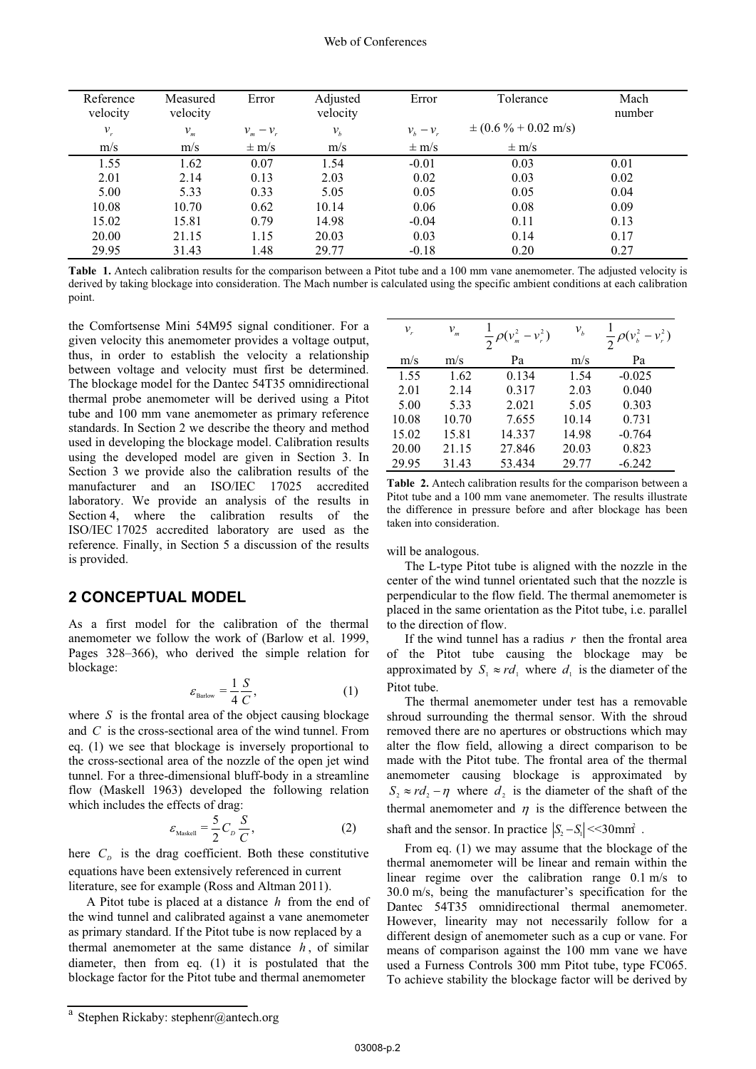| Reference velocity | Measured velocity | Error | Adjusted velocity | Error | Tolerance | Mach number |
|---|---|---|---|---|---|---|
| $v_r$ | $v_m$ | $v_m - v_r$ | $v_b$ | $v_b - v_r$ | ± (0.6 % + 0.02 m/s) | |
| m/s | m/s | ± m/s | m/s | ± m/s | ± m/s | |
| 1.55 | 1.62 | 0.07 | 1.54 | -0.01 | 0.03 | 0.01 |
| 2.01 | 2.14 | 0.13 | 2.03 | 0.02 | 0.03 | 0.02 |
| 5.00 | 5.33 | 0.33 | 5.05 | 0.05 | 0.05 | 0.04 |
| 10.08 | 10.70 | 0.62 | 10.14 | 0.06 | 0.08 | 0.09 |
| 15.02 | 15.81 | 0.79 | 14.98 | -0.04 | 0.11 | 0.13 |
| 20.00 | 21.15 | 1.15 | 20.03 | 0.03 | 0.14 | 0.17 |
| 29.95 | 31.43 | 1.48 | 29.77 | -0.18 | 0.20 | 0.27 |

**Table 1.** Antech calibration results for the comparison between a Pitot tube and a 100 mm vane anemometer. The adjusted velocity is derived by taking blockage into consideration. The Mach number is calculated using the specific ambient conditions at each calibration point.

the Comfortsense Mini 54M95 signal conditioner. For a given velocity this anemometer provides a voltage output, thus, in order to establish the velocity a relationship between voltage and velocity must first be determined. The blockage model for the Dantec 54T35 omnidirectional thermal probe anemometer will be derived using a Pitot tube and 100 mm vane anemometer as primary reference standards. In Section 2 we describe the theory and method used in developing the blockage model. Calibration results using the developed model are given in Section 3. In Section 3 we provide also the calibration results of the manufacturer and an ISO/IEC 17025 accredited laboratory. We provide an analysis of the results in Section 4, where the calibration results of the ISO/IEC 17025 accredited laboratory are used as the reference. Finally, in Section 5 a discussion of the results is provided.

## 2 CONCEPTUAL MODEL

As a first model for the calibration of the thermal anemometer we follow the work of (Barlow et al. 1999, Pages 328–366), who derived the simple relation for blockage:

$$\varepsilon_{\text{Barlow}} = \frac{1}{4}\frac{S}{C}, \tag{1}$$

where $S$ is the frontal area of the object causing blockage and $C$ is the cross-sectional area of the wind tunnel. From eq. (1) we see that blockage is inversely proportional to the cross-sectional area of the nozzle of the open jet wind tunnel. For a three-dimensional bluff-body in a streamline flow (Maskell 1963) developed the following relation which includes the effects of drag:

$$\varepsilon_{\text{Maskell}} = \frac{5}{2}C_D\frac{S}{C}, \tag{2}$$

here $C_D$ is the drag coefficient. Both these constitutive equations have been extensively referenced in current literature, see for example (Ross and Altman 2011).

A Pitot tube is placed at a distance $h$ from the end of the wind tunnel and calibrated against a vane anemometer as primary standard. If the Pitot tube is now replaced by a thermal anemometer at the same distance $h$, of similar diameter, then from eq. (1) it is postulated that the blockage factor for the Pitot tube and thermal anemometer will be analogous.

| $v_r$ | $v_m$ | $\frac{1}{2}\rho(v_m^2 - v_r^2)$ | $v_b$ | $\frac{1}{2}\rho(v_b^2 - v_r^2)$ |
|---|---|---|---|---|
| m/s | m/s | Pa | m/s | Pa |
| 1.55 | 1.62 | 0.134 | 1.54 | -0.025 |
| 2.01 | 2.14 | 0.317 | 2.03 | 0.040 |
| 5.00 | 5.33 | 2.021 | 5.05 | 0.303 |
| 10.08 | 10.70 | 7.655 | 10.14 | 0.731 |
| 15.02 | 15.81 | 14.337 | 14.98 | -0.764 |
| 20.00 | 21.15 | 27.846 | 20.03 | 0.823 |
| 29.95 | 31.43 | 53.434 | 29.77 | -6.242 |

**Table 2.** Antech calibration results for the comparison between a Pitot tube and a 100 mm vane anemometer. The results illustrate the difference in pressure before and after blockage has been taken into consideration.

The L-type Pitot tube is aligned with the nozzle in the center of the wind tunnel orientated such that the nozzle is perpendicular to the flow field. The thermal anemometer is placed in the same orientation as the Pitot tube, i.e. parallel to the direction of flow.

If the wind tunnel has a radius $r$ then the frontal area of the Pitot tube causing the blockage may be approximated by $S_1 \approx rd_1$ where $d_1$ is the diameter of the Pitot tube.

The thermal anemometer under test has a removable shroud surrounding the thermal sensor. With the shroud removed there are no apertures or obstructions which may alter the flow field, allowing a direct comparison to be made with the Pitot tube. The frontal area of the thermal anemometer causing blockage is approximated by $S_2 \approx rd_2 - \eta$ where $d_2$ is the diameter of the shaft of the thermal anemometer and $\eta$ is the difference between the shaft and the sensor. In practice $|S_2 - S_1| << 30\text{mm}^2$.

From eq. (1) we may assume that the blockage of the thermal anemometer will be linear and remain within the linear regime over the calibration range 0.1 m/s to 30.0 m/s, being the manufacturer's specification for the Dantec 54T35 omnidirectional thermal anemometer. However, linearity may not necessarily follow for a different design of anemometer such as a cup or vane. For means of comparison against the 100 mm vane we have used a Furness Controls 300 mm Pitot tube, type FC065. To achieve stability the blockage factor will be derived by

[a] Stephen Rickaby: stephenr@antech.org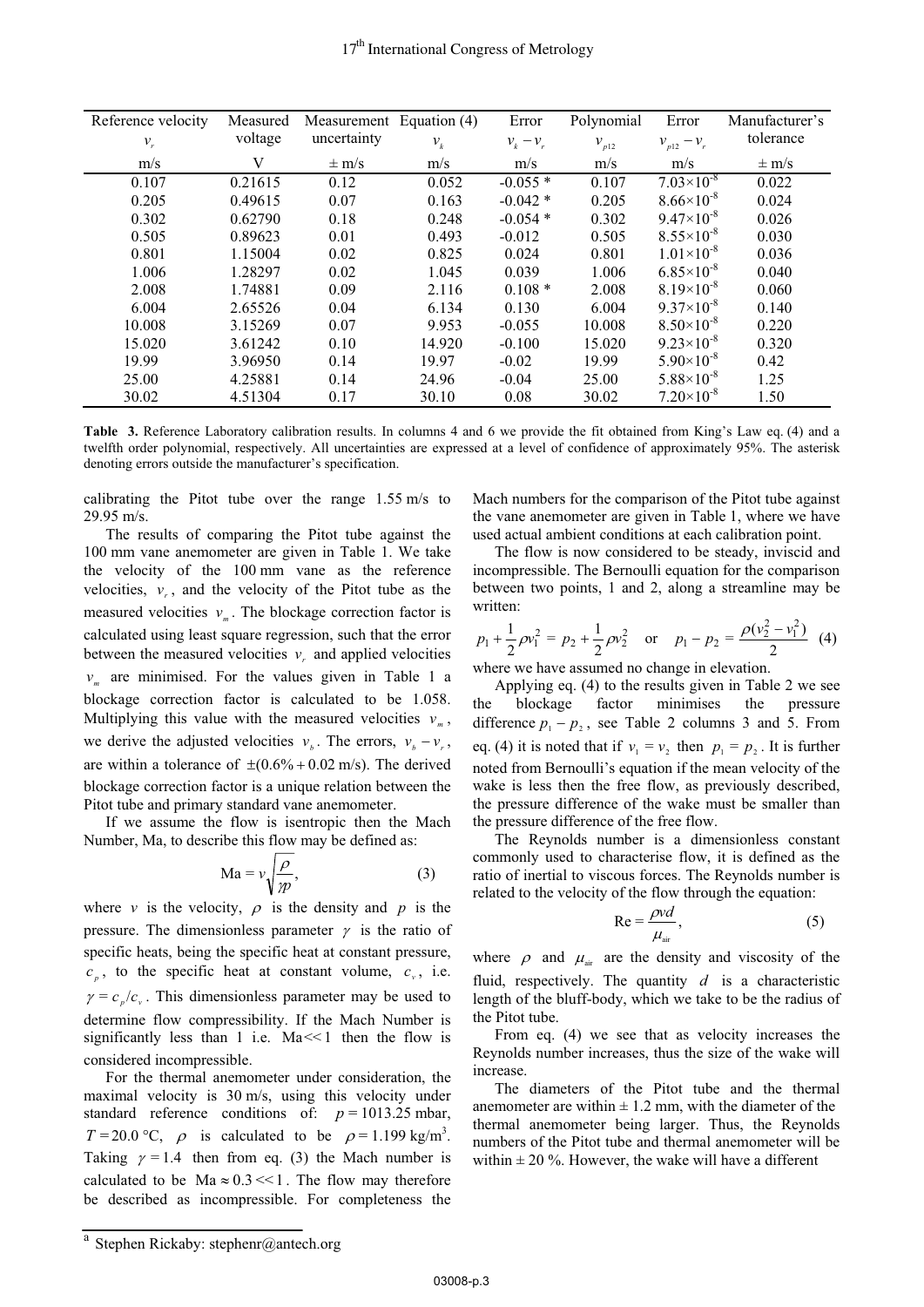| Reference velocity $v_r$ | Measured voltage | Measurement uncertainty | Equation (4) $v_k$ | Error $v_k - v_r$ | Polynomial $v_{p12}$ | Error $v_{p12} - v_r$ | Manufacturer's tolerance |
|---|---|---|---|---|---|---|---|
| m/s | V | ± m/s | m/s | m/s | m/s | m/s | ± m/s |
| 0.107 | 0.21615 | 0.12 | 0.052 | -0.055 * | 0.107 | $7.03\times10^{-8}$ | 0.022 |
| 0.205 | 0.49615 | 0.07 | 0.163 | -0.042 * | 0.205 | $8.66\times10^{-8}$ | 0.024 |
| 0.302 | 0.62790 | 0.18 | 0.248 | -0.054 * | 0.302 | $9.47\times10^{-8}$ | 0.026 |
| 0.505 | 0.89623 | 0.01 | 0.493 | -0.012 | 0.505 | $8.55\times10^{-8}$ | 0.030 |
| 0.801 | 1.15004 | 0.02 | 0.825 | 0.024 | 0.801 | $1.01\times10^{-8}$ | 0.036 |
| 1.006 | 1.28297 | 0.02 | 1.045 | 0.039 | 1.006 | $6.85\times10^{-8}$ | 0.040 |
| 2.008 | 1.74881 | 0.09 | 2.116 | 0.108 * | 2.008 | $8.19\times10^{-8}$ | 0.060 |
| 6.004 | 2.65526 | 0.04 | 6.134 | 0.130 | 6.004 | $9.37\times10^{-8}$ | 0.140 |
| 10.008 | 3.15269 | 0.07 | 9.953 | -0.055 | 10.008 | $8.50\times10^{-8}$ | 0.220 |
| 15.020 | 3.61242 | 0.10 | 14.920 | -0.100 | 15.020 | $9.23\times10^{-8}$ | 0.320 |
| 19.99 | 3.96950 | 0.14 | 19.97 | -0.02 | 19.99 | $5.90\times10^{-8}$ | 0.42 |
| 25.00 | 4.25881 | 0.14 | 24.96 | -0.04 | 25.00 | $5.88\times10^{-8}$ | 1.25 |
| 30.02 | 4.51304 | 0.17 | 30.10 | 0.08 | 30.02 | $7.20\times10^{-8}$ | 1.50 |

**Table 3.** Reference Laboratory calibration results. In columns 4 and 6 we provide the fit obtained from King's Law eq. (4) and a twelfth order polynomial, respectively. All uncertainties are expressed at a level of confidence of approximately 95%. The asterisk denoting errors outside the manufacturer's specification.

calibrating the Pitot tube over the range 1.55 m/s to 29.95 m/s.

The results of comparing the Pitot tube against the 100 mm vane anemometer are given in Table 1. We take the velocity of the 100 mm vane as the reference velocities, $v_r$, and the velocity of the Pitot tube as the measured velocities $v_m$. The blockage correction factor is calculated using least square regression, such that the error between the measured velocities $v_r$ and applied velocities $v_m$ are minimised. For the values given in Table 1 a blockage correction factor is calculated to be 1.058. Multiplying this value with the measured velocities $v_m$, we derive the adjusted velocities $v_b$. The errors, $v_b - v_r$, are within a tolerance of $\pm(0.6\% + 0.02\text{ m/s})$. The derived blockage correction factor is a unique relation between the Pitot tube and primary standard vane anemometer.

If we assume the flow is isentropic then the Mach Number, Ma, to describe this flow may be defined as:

$$\text{Ma} = v\sqrt{\frac{\rho}{\gamma p}}, \quad (3)$$

where $v$ is the velocity, $\rho$ is the density and $p$ is the pressure. The dimensionless parameter $\gamma$ is the ratio of specific heats, being the specific heat at constant pressure, $c_p$, to the specific heat at constant volume, $c_v$, i.e. $\gamma = c_p/c_v$. This dimensionless parameter may be used to determine flow compressibility. If the Mach Number is significantly less than 1 i.e. $\text{Ma} << 1$ then the flow is considered incompressible.

For the thermal anemometer under consideration, the maximal velocity is 30 m/s, using this velocity under standard reference conditions of: $p = 1013.25$ mbar, $T = 20.0$ °C, $\rho$ is calculated to be $\rho = 1.199$ kg/m$^3$. Taking $\gamma = 1.4$ then from eq. (3) the Mach number is calculated to be $\text{Ma} \approx 0.3 << 1$. The flow may therefore be described as incompressible. For completeness the Mach numbers for the comparison of the Pitot tube against the vane anemometer are given in Table 1, where we have used actual ambient conditions at each calibration point.

The flow is now considered to be steady, inviscid and incompressible. The Bernoulli equation for the comparison between two points, 1 and 2, along a streamline may be written:

$$p_1 + \frac{1}{2}\rho v_1^2 = p_2 + \frac{1}{2}\rho v_2^2 \quad \text{or} \quad p_1 - p_2 = \frac{\rho(v_2^2 - v_1^2)}{2} \quad (4)$$

where we have assumed no change in elevation.

Applying eq. (4) to the results given in Table 2 we see the blockage factor minimises the pressure difference $p_1 - p_2$, see Table 2 columns 3 and 5. From eq. (4) it is noted that if $v_1 = v_2$ then $p_1 = p_2$. It is further noted from Bernoulli's equation if the mean velocity of the wake is less then the free flow, as previously described, the pressure difference of the wake must be smaller than the pressure difference of the free flow.

The Reynolds number is a dimensionless constant commonly used to characterise flow, it is defined as the ratio of inertial to viscous forces. The Reynolds number is related to the velocity of the flow through the equation:

$$\text{Re} = \frac{\rho v d}{\mu_{\text{air}}}, \quad (5)$$

where $\rho$ and $\mu_{\text{air}}$ are the density and viscosity of the fluid, respectively. The quantity $d$ is a characteristic length of the bluff-body, which we take to be the radius of the Pitot tube.

From eq. (4) we see that as velocity increases the Reynolds number increases, thus the size of the wake will increase.

The diameters of the Pitot tube and the thermal anemometer are within ± 1.2 mm, with the diameter of the thermal anemometer being larger. Thus, the Reynolds numbers of the Pitot tube and thermal anemometer will be within ± 20 %. However, the wake will have a different

[a] Stephen Rickaby: stephenr@antech.org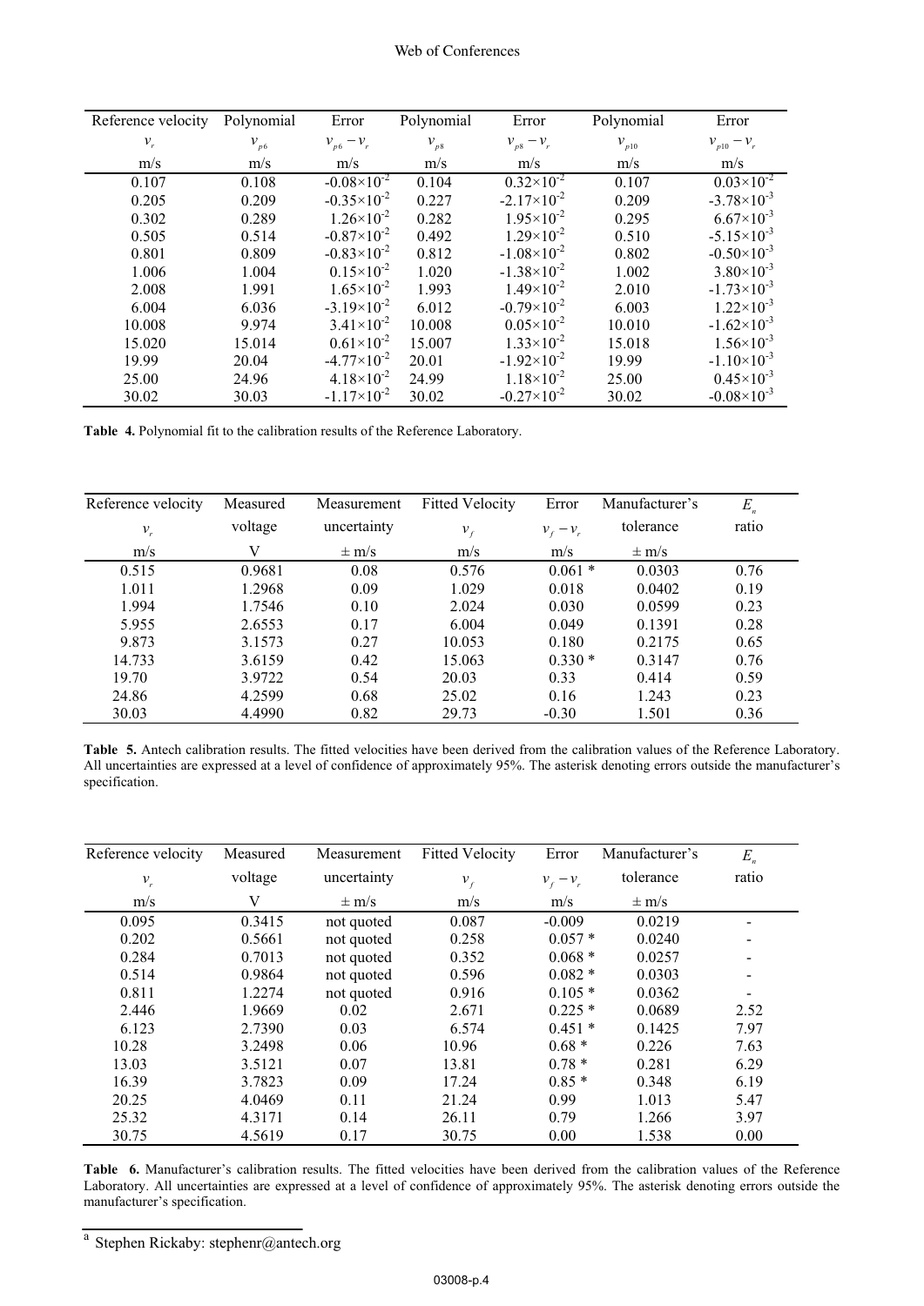| Reference velocity | Polynomial | Error | Polynomial | Error | Polynomial | Error |
|---|---|---|---|---|---|---|
| $v_r$ | $v_{p6}$ | $v_{p6} - v_r$ | $v_{p8}$ | $v_{p8} - v_r$ | $v_{p10}$ | $v_{p10} - v_r$ |
| m/s | m/s | m/s | m/s | m/s | m/s | m/s |
| 0.107 | 0.108 | $-0.08\times10^{-2}$ | 0.104 | $0.32\times10^{-2}$ | 0.107 | $0.03\times10^{-2}$ |
| 0.205 | 0.209 | $-0.35\times10^{-2}$ | 0.227 | $-2.17\times10^{-2}$ | 0.209 | $-3.78\times10^{-3}$ |
| 0.302 | 0.289 | $1.26\times10^{-2}$ | 0.282 | $1.95\times10^{-2}$ | 0.295 | $6.67\times10^{-3}$ |
| 0.505 | 0.514 | $-0.87\times10^{-2}$ | 0.492 | $1.29\times10^{-2}$ | 0.510 | $-5.15\times10^{-3}$ |
| 0.801 | 0.809 | $-0.83\times10^{-2}$ | 0.812 | $-1.08\times10^{-2}$ | 0.802 | $-0.50\times10^{-3}$ |
| 1.006 | 1.004 | $0.15\times10^{-2}$ | 1.020 | $-1.38\times10^{-2}$ | 1.002 | $3.80\times10^{-3}$ |
| 2.008 | 1.991 | $1.65\times10^{-2}$ | 1.993 | $1.49\times10^{-2}$ | 2.010 | $-1.73\times10^{-3}$ |
| 6.004 | 6.036 | $-3.19\times10^{-2}$ | 6.012 | $-0.79\times10^{-2}$ | 6.003 | $1.22\times10^{-3}$ |
| 10.008 | 9.974 | $3.41\times10^{-2}$ | 10.008 | $0.05\times10^{-2}$ | 10.010 | $-1.62\times10^{-3}$ |
| 15.020 | 15.014 | $0.61\times10^{-2}$ | 15.007 | $1.33\times10^{-2}$ | 15.018 | $1.56\times10^{-3}$ |
| 19.99 | 20.04 | $-4.77\times10^{-2}$ | 20.01 | $-1.92\times10^{-2}$ | 19.99 | $-1.10\times10^{-3}$ |
| 25.00 | 24.96 | $4.18\times10^{-2}$ | 24.99 | $1.18\times10^{-2}$ | 25.00 | $0.45\times10^{-3}$ |
| 30.02 | 30.03 | $-1.17\times10^{-2}$ | 30.02 | $-0.27\times10^{-2}$ | 30.02 | $-0.08\times10^{-3}$ |

**Table 4.** Polynomial fit to the calibration results of the Reference Laboratory.

| Reference velocity | Measured voltage | Measurement uncertainty | Fitted Velocity | Error | Manufacturer's tolerance | $E_n$ ratio |
|---|---|---|---|---|---|---|
| $v_r$ | | | $v_f$ | $v_f - v_r$ | | |
| m/s | V | ± m/s | m/s | m/s | ± m/s | |
| 0.515 | 0.9681 | 0.08 | 0.576 | 0.061 * | 0.0303 | 0.76 |
| 1.011 | 1.2968 | 0.09 | 1.029 | 0.018 | 0.0402 | 0.19 |
| 1.994 | 1.7546 | 0.10 | 2.024 | 0.030 | 0.0599 | 0.23 |
| 5.955 | 2.6553 | 0.17 | 6.004 | 0.049 | 0.1391 | 0.28 |
| 9.873 | 3.1573 | 0.27 | 10.053 | 0.180 | 0.2175 | 0.65 |
| 14.733 | 3.6159 | 0.42 | 15.063 | 0.330 * | 0.3147 | 0.76 |
| 19.70 | 3.9722 | 0.54 | 20.03 | 0.33 | 0.414 | 0.59 |
| 24.86 | 4.2599 | 0.68 | 25.02 | 0.16 | 1.243 | 0.23 |
| 30.03 | 4.4990 | 0.82 | 29.73 | -0.30 | 1.501 | 0.36 |

**Table 5.** Antech calibration results. The fitted velocities have been derived from the calibration values of the Reference Laboratory. All uncertainties are expressed at a level of confidence of approximately 95%. The asterisk denoting errors outside the manufacturer's specification.

| Reference velocity | Measured voltage | Measurement uncertainty | Fitted Velocity | Error | Manufacturer's tolerance | $E_n$ ratio |
|---|---|---|---|---|---|---|
| $v_r$ | | | $v_f$ | $v_f - v_r$ | | |
| m/s | V | ± m/s | m/s | m/s | ± m/s | |
| 0.095 | 0.3415 | not quoted | 0.087 | -0.009 | 0.0219 | - |
| 0.202 | 0.5661 | not quoted | 0.258 | 0.057 * | 0.0240 | - |
| 0.284 | 0.7013 | not quoted | 0.352 | 0.068 * | 0.0257 | - |
| 0.514 | 0.9864 | not quoted | 0.596 | 0.082 * | 0.0303 | - |
| 0.811 | 1.2274 | not quoted | 0.916 | 0.105 * | 0.0362 | - |
| 2.446 | 1.9669 | 0.02 | 2.671 | 0.225 * | 0.0689 | 2.52 |
| 6.123 | 2.7390 | 0.03 | 6.574 | 0.451 * | 0.1425 | 7.97 |
| 10.28 | 3.2498 | 0.06 | 10.96 | 0.68 * | 0.226 | 7.63 |
| 13.03 | 3.5121 | 0.07 | 13.81 | 0.78 * | 0.281 | 6.29 |
| 16.39 | 3.7823 | 0.09 | 17.24 | 0.85 * | 0.348 | 6.19 |
| 20.25 | 4.0469 | 0.11 | 21.24 | 0.99 | 1.013 | 5.47 |
| 25.32 | 4.3171 | 0.14 | 26.11 | 0.79 | 1.266 | 3.97 |
| 30.75 | 4.5619 | 0.17 | 30.75 | 0.00 | 1.538 | 0.00 |

**Table 6.** Manufacturer's calibration results. The fitted velocities have been derived from the calibration values of the Reference Laboratory. All uncertainties are expressed at a level of confidence of approximately 95%. The asterisk denoting errors outside the manufacturer's specification.

[a] Stephen Rickaby: stephenr@antech.org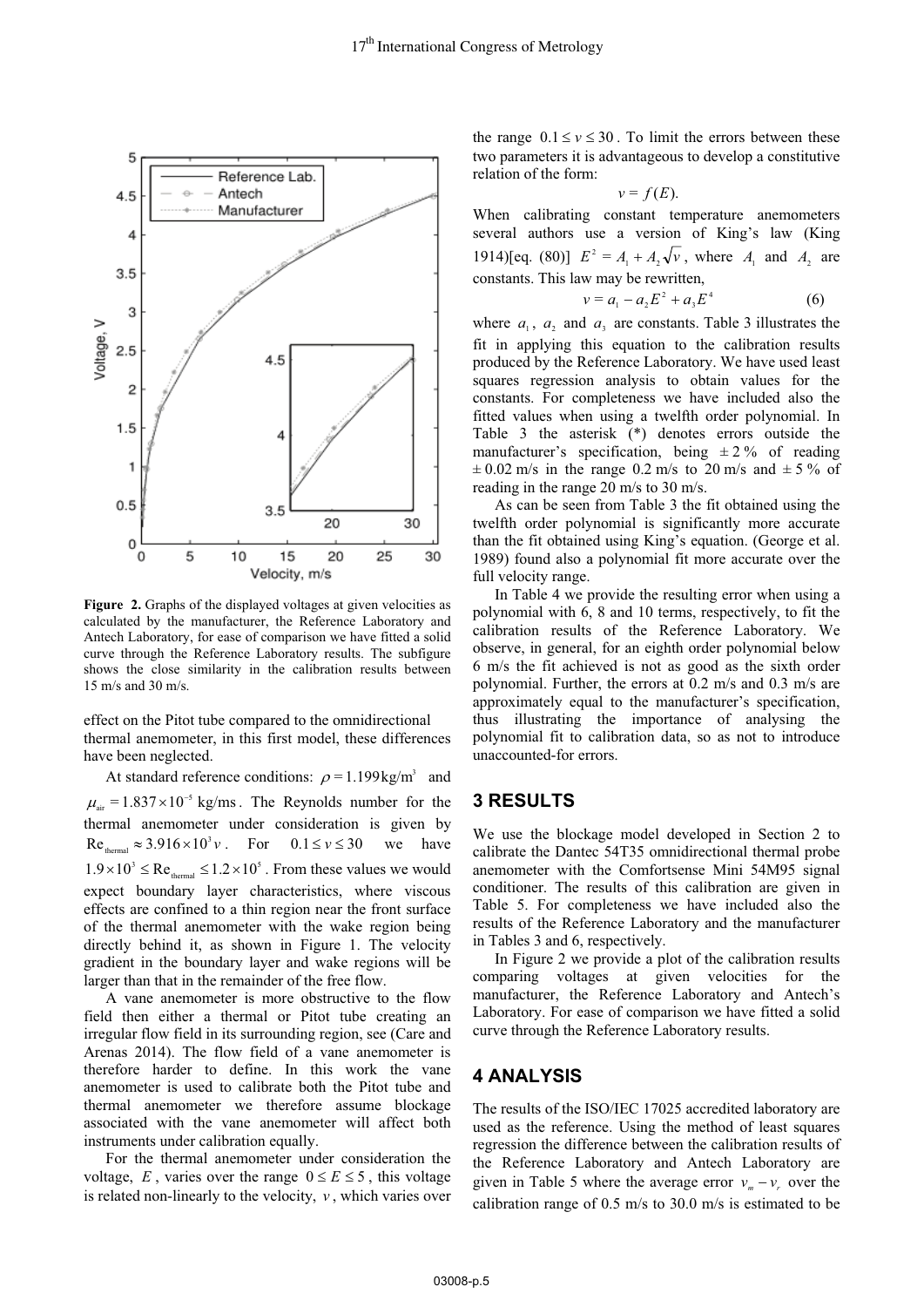**Figure 2.** Graphs of the displayed voltages at given velocities as calculated by the manufacturer, the Reference Laboratory and Antech Laboratory, for ease of comparison we have fitted a solid curve through the Reference Laboratory results. The subfigure shows the close similarity in the calibration results between 15 m/s and 30 m/s.

effect on the Pitot tube compared to the omnidirectional thermal anemometer, in this first model, these differences have been neglected.

At standard reference conditions: $\rho = 1.199\,\text{kg/m}^3$ and $\mu_{\text{air}} = 1.837\times10^{-5}$ kg/ms. The Reynolds number for the thermal anemometer under consideration is given by $\text{Re}_{\text{thermal}} \approx 3.916\times10^3 v$. For $0.1 \le v \le 30$ we have $1.9\times10^3 \le \text{Re}_{\text{thermal}} \le 1.2\times10^5$. From these values we would expect boundary layer characteristics, where viscous effects are confined to a thin region near the front surface of the thermal anemometer with the wake region being directly behind it, as shown in Figure 1. The velocity gradient in the boundary layer and wake regions will be larger than that in the remainder of the free flow.

A vane anemometer is more obstructive to the flow field then either a thermal or Pitot tube creating an irregular flow field in its surrounding region, see (Care and Arenas 2014). The flow field of a vane anemometer is therefore harder to define. In this work the vane anemometer is used to calibrate both the Pitot tube and thermal anemometer we therefore assume blockage associated with the vane anemometer will affect both instruments under calibration equally.

For the thermal anemometer under consideration the voltage, $E$, varies over the range $0 \le E \le 5$, this voltage is related non-linearly to the velocity, $v$, which varies over the range $0.1 \le v \le 30$. To limit the errors between these two parameters it is advantageous to develop a constitutive relation of the form:

$$v = f(E).$$

When calibrating constant temperature anemometers several authors use a version of King's law (King 1914)[eq. (80)] $E^2 = A_1 + A_2\sqrt{v}$, where $A_1$ and $A_2$ are constants. This law may be rewritten,

$$v = a_1 - a_2E^2 + a_3E^4 \tag{6}$$

where $a_1$, $a_2$ and $a_3$ are constants. Table 3 illustrates the fit in applying this equation to the calibration results produced by the Reference Laboratory. We have used least squares regression analysis to obtain values for the constants. For completeness we have included also the fitted values when using a twelfth order polynomial. In Table 3 the asterisk (*) denotes errors outside the manufacturer's specification, being ± 2 % of reading ± 0.02 m/s in the range 0.2 m/s to 20 m/s and ± 5 % of reading in the range 20 m/s to 30 m/s.

As can be seen from Table 3 the fit obtained using the twelfth order polynomial is significantly more accurate than the fit obtained using King's equation. (George et al. 1989) found also a polynomial fit more accurate over the full velocity range.

In Table 4 we provide the resulting error when using a polynomial with 6, 8 and 10 terms, respectively, to fit the calibration results of the Reference Laboratory. We observe, in general, for an eighth order polynomial below 6 m/s the fit achieved is not as good as the sixth order polynomial. Further, the errors at 0.2 m/s and 0.3 m/s are approximately equal to the manufacturer's specification, thus illustrating the importance of analysing the polynomial fit to calibration data, so as not to introduce unaccounted-for errors.

## 3 RESULTS

We use the blockage model developed in Section 2 to calibrate the Dantec 54T35 omnidirectional thermal probe anemometer with the Comfortsense Mini 54M95 signal conditioner. The results of this calibration are given in Table 5. For completeness we have included also the results of the Reference Laboratory and the manufacturer in Tables 3 and 6, respectively.

In Figure 2 we provide a plot of the calibration results comparing voltages at given velocities for the manufacturer, the Reference Laboratory and Antech's Laboratory. For ease of comparison we have fitted a solid curve through the Reference Laboratory results.

## 4 ANALYSIS

The results of the ISO/IEC 17025 accredited laboratory are used as the reference. Using the method of least squares regression the difference between the calibration results of the Reference Laboratory and Antech Laboratory are given in Table 5 where the average error $v_m - v_r$ over the calibration range of 0.5 m/s to 30.0 m/s is estimated to be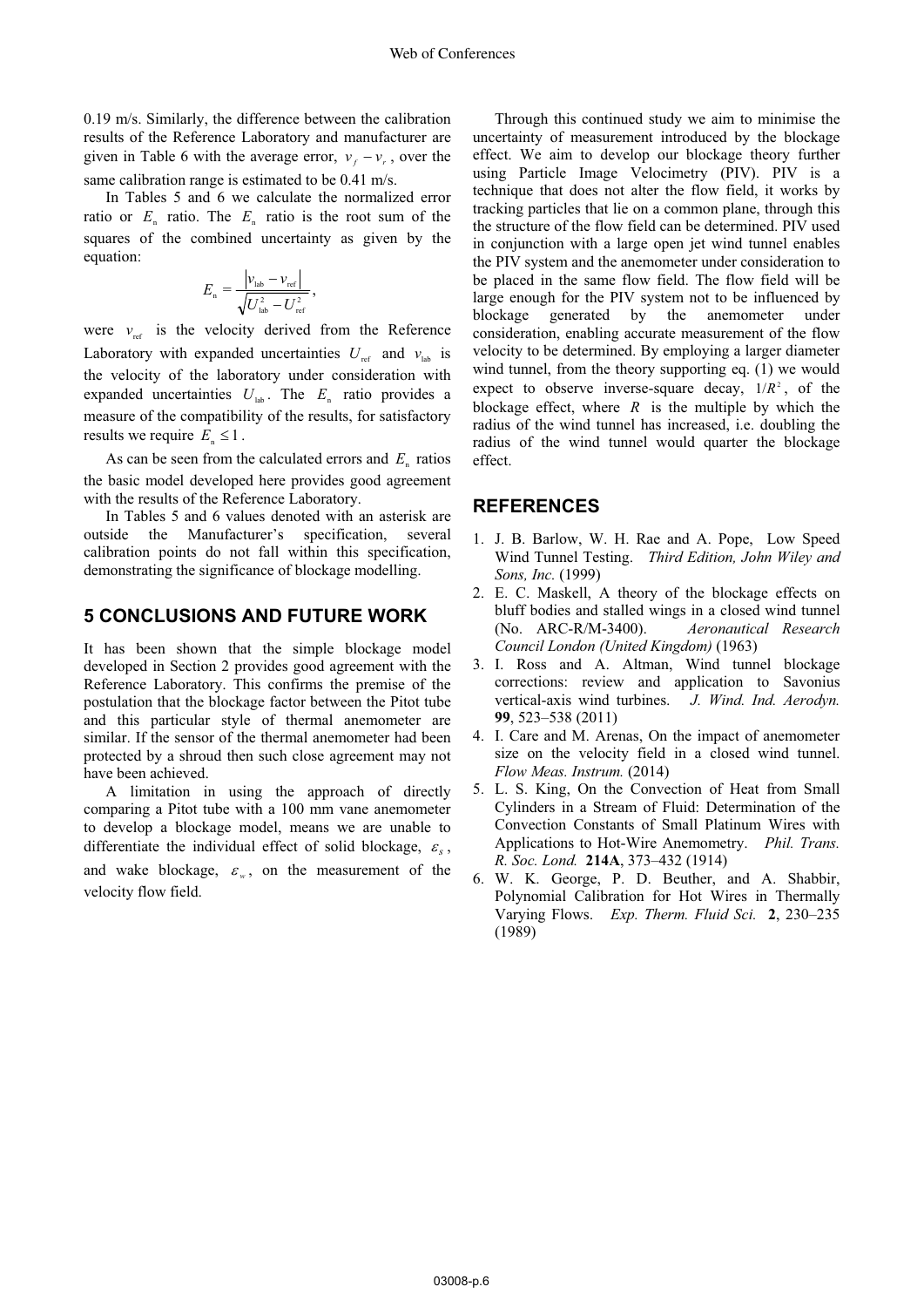0.19 m/s. Similarly, the difference between the calibration results of the Reference Laboratory and manufacturer are given in Table 6 with the average error, $v_f - v_r$, over the same calibration range is estimated to be 0.41 m/s.

In Tables 5 and 6 we calculate the normalized error ratio or $E_n$ ratio. The $E_n$ ratio is the root sum of the squares of the combined uncertainty as given by the equation:

$$E_n = \frac{|v_{lab} - v_{ref}|}{\sqrt{U_{lab}^2 - U_{ref}^2}},$$

were $v_{ref}$ is the velocity derived from the Reference Laboratory with expanded uncertainties $U_{ref}$ and $v_{lab}$ is the velocity of the laboratory under consideration with expanded uncertainties $U_{lab}$. The $E_n$ ratio provides a measure of the compatibility of the results, for satisfactory results we require $E_n \leq 1$.

As can be seen from the calculated errors and $E_n$ ratios the basic model developed here provides good agreement with the results of the Reference Laboratory.

In Tables 5 and 6 values denoted with an asterisk are outside the Manufacturer's specification, several calibration points do not fall within this specification, demonstrating the significance of blockage modelling.

## 5 CONCLUSIONS AND FUTURE WORK

It has been shown that the simple blockage model developed in Section 2 provides good agreement with the Reference Laboratory. This confirms the premise of the postulation that the blockage factor between the Pitot tube and this particular style of thermal anemometer are similar. If the sensor of the thermal anemometer had been protected by a shroud then such close agreement may not have been achieved.

A limitation in using the approach of directly comparing a Pitot tube with a 100 mm vane anemometer to develop a blockage model, means we are unable to differentiate the individual effect of solid blockage, $\varepsilon_s$, and wake blockage, $\varepsilon_w$, on the measurement of the velocity flow field.

Through this continued study we aim to minimise the uncertainty of measurement introduced by the blockage effect. We aim to develop our blockage theory further using Particle Image Velocimetry (PIV). PIV is a technique that does not alter the flow field, it works by tracking particles that lie on a common plane, through this the structure of the flow field can be determined. PIV used in conjunction with a large open jet wind tunnel enables the PIV system and the anemometer under consideration to be placed in the same flow field. The flow field will be large enough for the PIV system not to be influenced by blockage generated by the anemometer under consideration, enabling accurate measurement of the flow velocity to be determined. By employing a larger diameter wind tunnel, from the theory supporting eq. (1) we would expect to observe inverse-square decay, $1/R^2$, of the blockage effect, where $R$ is the multiple by which the radius of the wind tunnel has increased, i.e. doubling the radius of the wind tunnel would quarter the blockage effect.

## REFERENCES

1. J. B. Barlow, W. H. Rae and A. Pope, Low Speed Wind Tunnel Testing. *Third Edition, John Wiley and Sons, Inc.* (1999)
2. E. C. Maskell, A theory of the blockage effects on bluff bodies and stalled wings in a closed wind tunnel (No. ARC-R/M-3400). *Aeronautical Research Council London (United Kingdom)* (1963)
3. I. Ross and A. Altman, Wind tunnel blockage corrections: review and application to Savonius vertical-axis wind turbines. *J. Wind. Ind. Aerodyn.* **99**, 523–538 (2011)
4. I. Care and M. Arenas, On the impact of anemometer size on the velocity field in a closed wind tunnel. *Flow Meas. Instrum.* (2014)
5. L. S. King, On the Convection of Heat from Small Cylinders in a Stream of Fluid: Determination of the Convection Constants of Small Platinum Wires with Applications to Hot-Wire Anemometry. *Phil. Trans. R. Soc. Lond.* **214A**, 373–432 (1914)
6. W. K. George, P. D. Beuther, and A. Shabbir, Polynomial Calibration for Hot Wires in Thermally Varying Flows. *Exp. Therm. Fluid Sci.* **2**, 230–235 (1989)